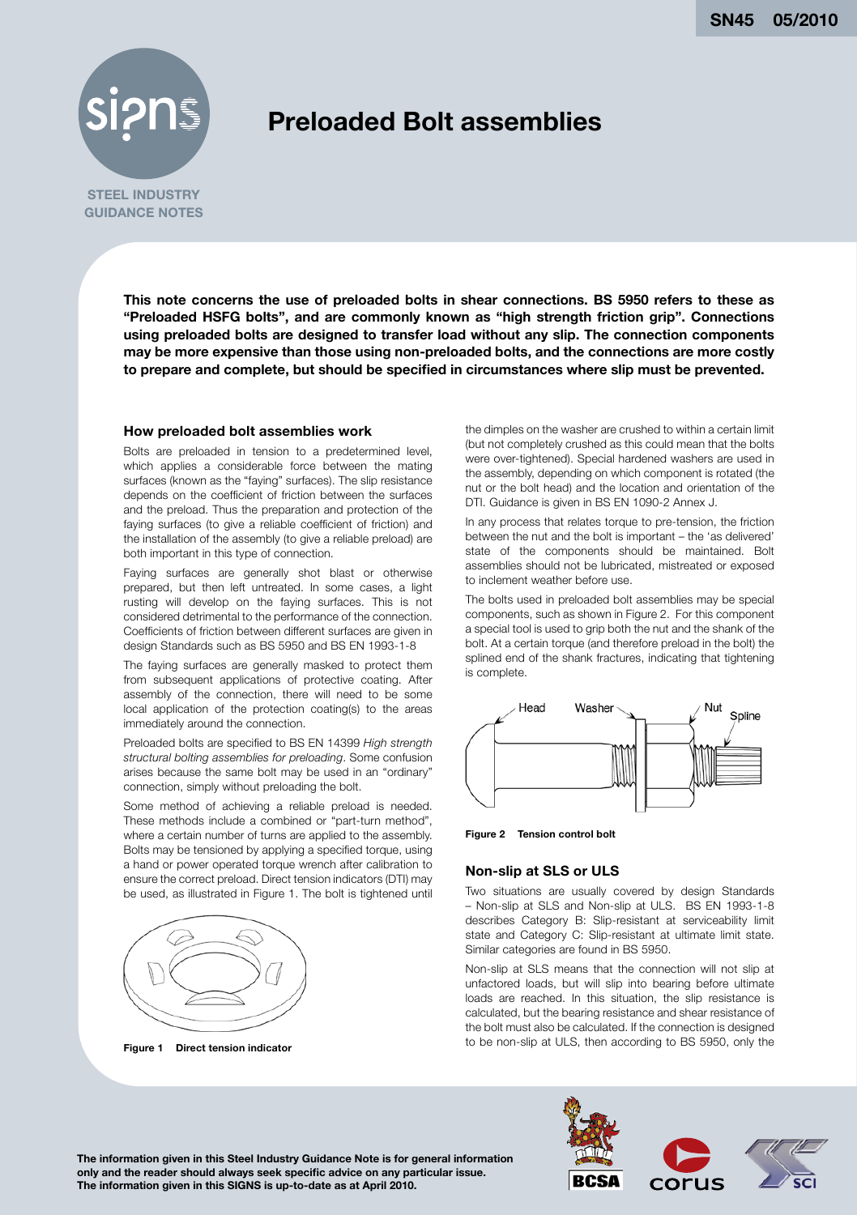# Preloaded Bolt assemblies

**STEEL INDUSTRY GUIDANCE NOTES**

**This note concerns the use of preloaded bolts in shear connections. BS 5950 refers to these as "Preloaded HSFG bolts", and are commonly known as "high strength friction grip". Connections using preloaded bolts are designed to transfer load without any slip. The connection components may be more expensive than those using non-preloaded bolts, and the connections are more costly to prepare and complete, but should be specified in circumstances where slip must be prevented.**

### How preloaded bolt assemblies work

Bolts are preloaded in tension to a predetermined level, which applies a considerable force between the mating surfaces (known as the "faying" surfaces). The slip resistance depends on the coefficient of friction between the surfaces and the preload. Thus the preparation and protection of the faying surfaces (to give a reliable coefficient of friction) and the installation of the assembly (to give a reliable preload) are both important in this type of connection.

Faying surfaces are generally shot blast or otherwise prepared, but then left untreated. In some cases, a light rusting will develop on the faying surfaces. This is not considered detrimental to the performance of the connection. Coefficients of friction between different surfaces are given in design Standards such as BS 5950 and BS EN 1993-1-8

The faying surfaces are generally masked to protect them from subsequent applications of protective coating. After assembly of the connection, there will need to be some local application of the protection coating(s) to the areas immediately around the connection.

Preloaded bolts are specified to BS EN 14399 *High strength structural bolting assemblies for preloading*. Some confusion arises because the same bolt may be used in an "ordinary" connection, simply without preloading the bolt.

Some method of achieving a reliable preload is needed. These methods include a combined or "part-turn method", where a certain number of turns are applied to the assembly. Bolts may be tensioned by applying a specified torque, using a hand or power operated torque wrench after calibration to ensure the correct preload. Direct tension indicators (DTI) may be used, as illustrated in Figure 1. The bolt is tightened until the dimples on the washer are crushed to within a certain limit (but not completely crushed as this could mean that the bolts were over-tightened). Special hardened washers are used in the assembly, depending on which component is rotated (the nut or the bolt head) and the location and orientation of the DTI. Guidance is given in BS EN 1090-2 Annex J.

**Figure 1 Direct tension indicator**

In any process that relates torque to pre-tension, the friction between the nut and the bolt is important – the 'as delivered' state of the components should be maintained. Bolt assemblies should not be lubricated, mistreated or exposed to inclement weather before use.

The bolts used in preloaded bolt assemblies may be special components, such as shown in Figure 2. For this component a special tool is used to grip both the nut and the shank of the bolt. At a certain torque (and therefore preload in the bolt) the splined end of the shank fractures, indicating that tightening is complete.

**Figure 2 Tension control bolt**

### Non-slip at SLS or ULS

Two situations are usually covered by design Standards – Non-slip at SLS and Non-slip at ULS. BS EN 1993-1-8 describes Category B: Slip-resistant at serviceability limit state and Category C: Slip-resistant at ultimate limit state. Similar categories are found in BS 5950.

Non-slip at SLS means that the connection will not slip at unfactored loads, but will slip into bearing before ultimate loads are reached. In this situation, the slip resistance is calculated, but the bearing resistance and shear resistance of the bolt must also be calculated. If the connection is designed to be non-slip at ULS, then according to BS 5950, only the

The information given in this Steel Industry Guidance Note is for general information only and the reader should always seek specific advice on any particular issue. The information given in this SIGNS is up-to-date as at April 2010.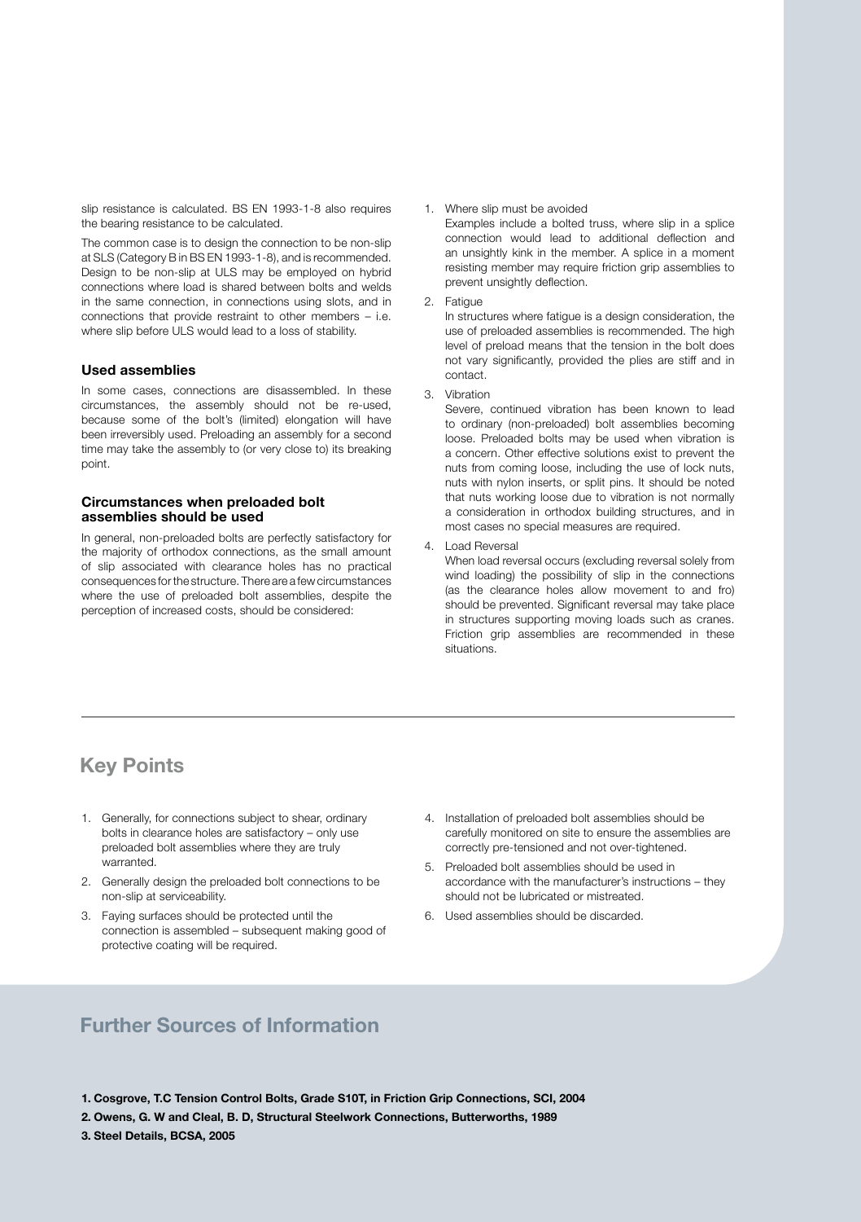slip resistance is calculated. BS EN 1993-1-8 also requires the bearing resistance to be calculated.

The common case is to design the connection to be non-slip at SLS (Category B in BS EN 1993-1-8), and is recommended. Design to be non-slip at ULS may be employed on hybrid connections where load is shared between bolts and welds in the same connection, in connections using slots, and in connections that provide restraint to other members – i.e. where slip before ULS would lead to a loss of stability.

### Used assemblies

In some cases, connections are disassembled. In these circumstances, the assembly should not be re-used, because some of the bolt's (limited) elongation will have been irreversibly used. Preloading an assembly for a second time may take the assembly to (or very close to) its breaking point.

### Circumstances when preloaded bolt assemblies should be used

In general, non-preloaded bolts are perfectly satisfactory for the majority of orthodox connections, as the small amount of slip associated with clearance holes has no practical consequences for the structure. There are a few circumstances where the use of preloaded bolt assemblies, despite the perception of increased costs, should be considered:

1. Where slip must be avoided
   Examples include a bolted truss, where slip in a splice connection would lead to additional deflection and an unsightly kink in the member. A splice in a moment resisting member may require friction grip assemblies to prevent unsightly deflection.
2. Fatigue
   In structures where fatigue is a design consideration, the use of preloaded assemblies is recommended. The high level of preload means that the tension in the bolt does not vary significantly, provided the plies are stiff and in contact.
3. Vibration
   Severe, continued vibration has been known to lead to ordinary (non-preloaded) bolt assemblies becoming loose. Preloaded bolts may be used when vibration is a concern. Other effective solutions exist to prevent the nuts from coming loose, including the use of lock nuts, nuts with nylon inserts, or split pins. It should be noted that nuts working loose due to vibration is not normally a consideration in orthodox building structures, and in most cases no special measures are required.
4. Load Reversal
   When load reversal occurs (excluding reversal solely from wind loading) the possibility of slip in the connections (as the clearance holes allow movement to and fro) should be prevented. Significant reversal may take place in structures supporting moving loads such as cranes. Friction grip assemblies are recommended in these situations.

## Key Points

1. Generally, for connections subject to shear, ordinary bolts in clearance holes are satisfactory – only use preloaded bolt assemblies where they are truly warranted.
2. Generally design the preloaded bolt connections to be non-slip at serviceability.
3. Faying surfaces should be protected until the connection is assembled – subsequent making good of protective coating will be required.
4. Installation of preloaded bolt assemblies should be carefully monitored on site to ensure the assemblies are correctly pre-tensioned and not over-tightened.
5. Preloaded bolt assemblies should be used in accordance with the manufacturer's instructions – they should not be lubricated or mistreated.
6. Used assemblies should be discarded.

## Further Sources of Information

**1. Cosgrove, T.C Tension Control Bolts, Grade S10T, in Friction Grip Connections, SCI, 2004**

**2. Owens, G. W and Cleal, B. D, Structural Steelwork Connections, Butterworths, 1989**

**3. Steel Details, BCSA, 2005**